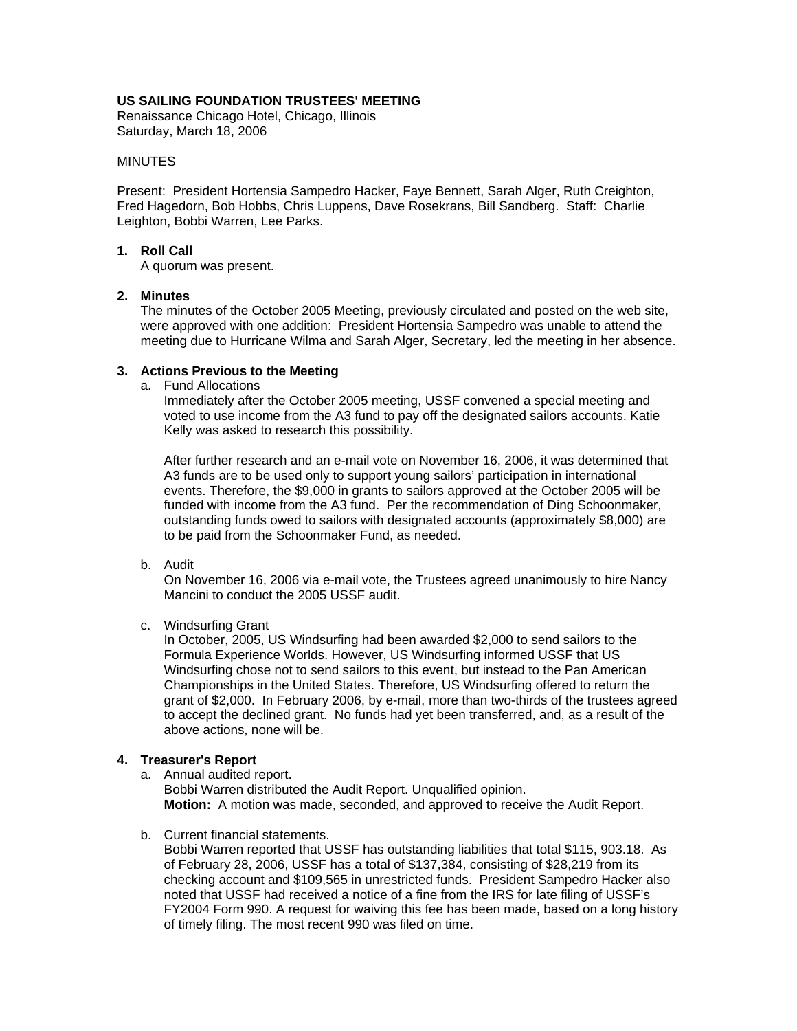**US SAILING FOUNDATION TRUSTEES' MEETING**
Renaissance Chicago Hotel, Chicago, Illinois
Saturday, March 18, 2006

MINUTES

Present: President Hortensia Sampedro Hacker, Faye Bennett, Sarah Alger, Ruth Creighton, Fred Hagedorn, Bob Hobbs, Chris Luppens, Dave Rosekrans, Bill Sandberg. Staff: Charlie Leighton, Bobbi Warren, Lee Parks.

**1. Roll Call**
A quorum was present.

**2. Minutes**
The minutes of the October 2005 Meeting, previously circulated and posted on the web site, were approved with one addition: President Hortensia Sampedro was unable to attend the meeting due to Hurricane Wilma and Sarah Alger, Secretary, led the meeting in her absence.

**3. Actions Previous to the Meeting**

a. Fund Allocations
Immediately after the October 2005 meeting, USSF convened a special meeting and voted to use income from the A3 fund to pay off the designated sailors accounts. Katie Kelly was asked to research this possibility.

After further research and an e-mail vote on November 16, 2006, it was determined that A3 funds are to be used only to support young sailors' participation in international events. Therefore, the $9,000 in grants to sailors approved at the October 2005 will be funded with income from the A3 fund. Per the recommendation of Ding Schoonmaker, outstanding funds owed to sailors with designated accounts (approximately $8,000) are to be paid from the Schoonmaker Fund, as needed.

b. Audit
On November 16, 2006 via e-mail vote, the Trustees agreed unanimously to hire Nancy Mancini to conduct the 2005 USSF audit.

c. Windsurfing Grant
In October, 2005, US Windsurfing had been awarded $2,000 to send sailors to the Formula Experience Worlds. However, US Windsurfing informed USSF that US Windsurfing chose not to send sailors to this event, but instead to the Pan American Championships in the United States. Therefore, US Windsurfing offered to return the grant of $2,000. In February 2006, by e-mail, more than two-thirds of the trustees agreed to accept the declined grant. No funds had yet been transferred, and, as a result of the above actions, none will be.

**4. Treasurer's Report**

a. Annual audited report.
Bobbi Warren distributed the Audit Report. Unqualified opinion.
**Motion:** A motion was made, seconded, and approved to receive the Audit Report.

b. Current financial statements.
Bobbi Warren reported that USSF has outstanding liabilities that total $115, 903.18. As of February 28, 2006, USSF has a total of $137,384, consisting of $28,219 from its checking account and $109,565 in unrestricted funds. President Sampedro Hacker also noted that USSF had received a notice of a fine from the IRS for late filing of USSF's FY2004 Form 990. A request for waiving this fee has been made, based on a long history of timely filing. The most recent 990 was filed on time.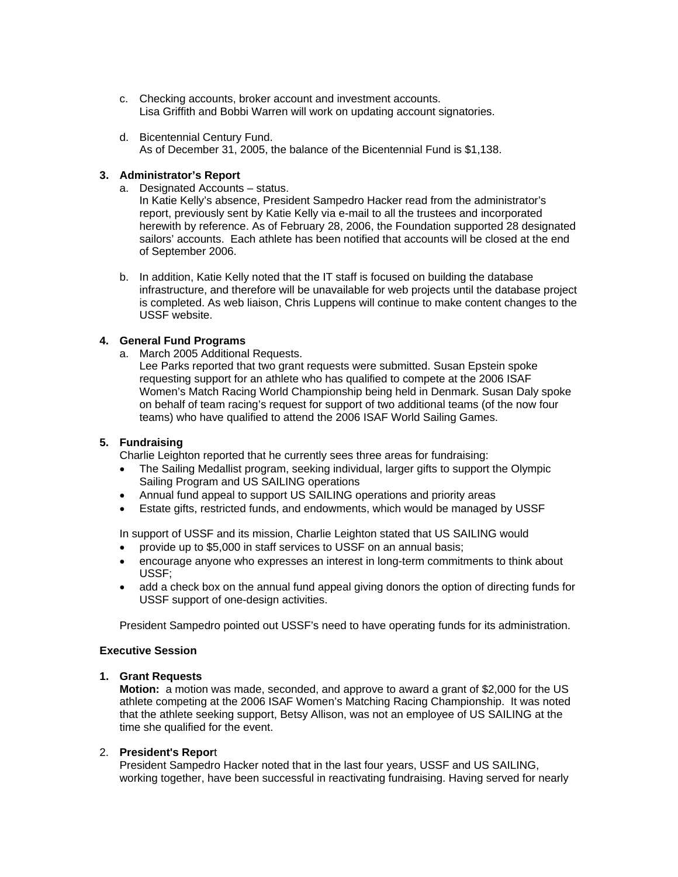c. Checking accounts, broker account and investment accounts.
   Lisa Griffith and Bobbi Warren will work on updating account signatories.

d. Bicentennial Century Fund.
   As of December 31, 2005, the balance of the Bicentennial Fund is $1,138.

**3. Administrator's Report**

a. Designated Accounts – status.
   In Katie Kelly's absence, President Sampedro Hacker read from the administrator's report, previously sent by Katie Kelly via e-mail to all the trustees and incorporated herewith by reference. As of February 28, 2006, the Foundation supported 28 designated sailors' accounts. Each athlete has been notified that accounts will be closed at the end of September 2006.

b. In addition, Katie Kelly noted that the IT staff is focused on building the database infrastructure, and therefore will be unavailable for web projects until the database project is completed. As web liaison, Chris Luppens will continue to make content changes to the USSF website.

**4. General Fund Programs**

a. March 2005 Additional Requests.
   Lee Parks reported that two grant requests were submitted. Susan Epstein spoke requesting support for an athlete who has qualified to compete at the 2006 ISAF Women's Match Racing World Championship being held in Denmark. Susan Daly spoke on behalf of team racing's request for support of two additional teams (of the now four teams) who have qualified to attend the 2006 ISAF World Sailing Games.

**5. Fundraising**

Charlie Leighton reported that he currently sees three areas for fundraising:

- The Sailing Medallist program, seeking individual, larger gifts to support the Olympic Sailing Program and US SAILING operations
- Annual fund appeal to support US SAILING operations and priority areas
- Estate gifts, restricted funds, and endowments, which would be managed by USSF

In support of USSF and its mission, Charlie Leighton stated that US SAILING would

- provide up to $5,000 in staff services to USSF on an annual basis;
- encourage anyone who expresses an interest in long-term commitments to think about USSF;
- add a check box on the annual fund appeal giving donors the option of directing funds for USSF support of one-design activities.

President Sampedro pointed out USSF's need to have operating funds for its administration.

**Executive Session**

**1. Grant Requests**

**Motion:** a motion was made, seconded, and approve to award a grant of $2,000 for the US athlete competing at the 2006 ISAF Women's Matching Racing Championship. It was noted that the athlete seeking support, Betsy Allison, was not an employee of US SAILING at the time she qualified for the event.

2. **President's Report**

President Sampedro Hacker noted that in the last four years, USSF and US SAILING, working together, have been successful in reactivating fundraising. Having served for nearly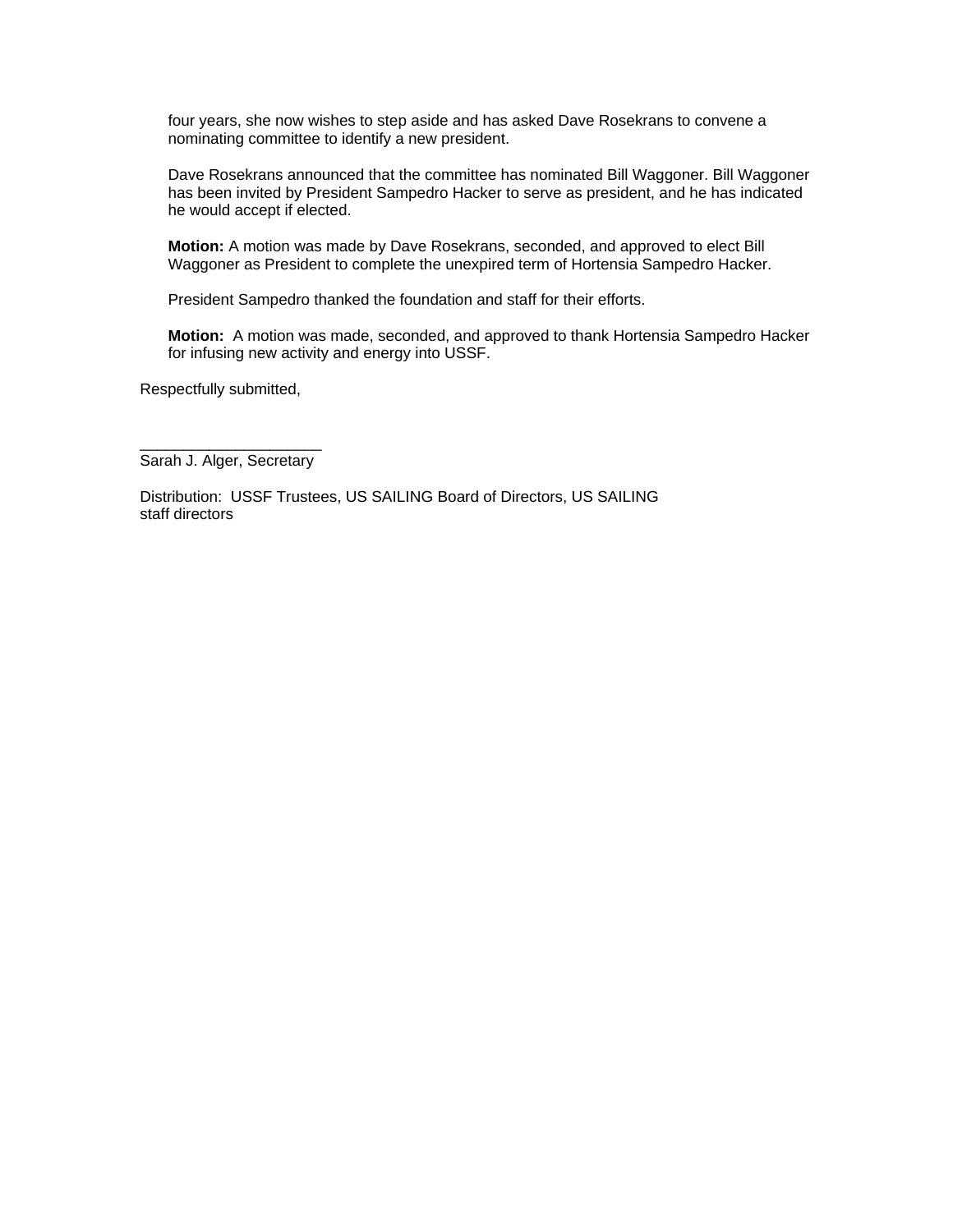four years, she now wishes to step aside and has asked Dave Rosekrans to convene a nominating committee to identify a new president.

Dave Rosekrans announced that the committee has nominated Bill Waggoner. Bill Waggoner has been invited by President Sampedro Hacker to serve as president, and he has indicated he would accept if elected.

**Motion:** A motion was made by Dave Rosekrans, seconded, and approved to elect Bill Waggoner as President to complete the unexpired term of Hortensia Sampedro Hacker.

President Sampedro thanked the foundation and staff for their efforts.

**Motion:** A motion was made, seconded, and approved to thank Hortensia Sampedro Hacker for infusing new activity and energy into USSF.

Respectfully submitted,

_____________________
Sarah J. Alger, Secretary

Distribution: USSF Trustees, US SAILING Board of Directors, US SAILING staff directors